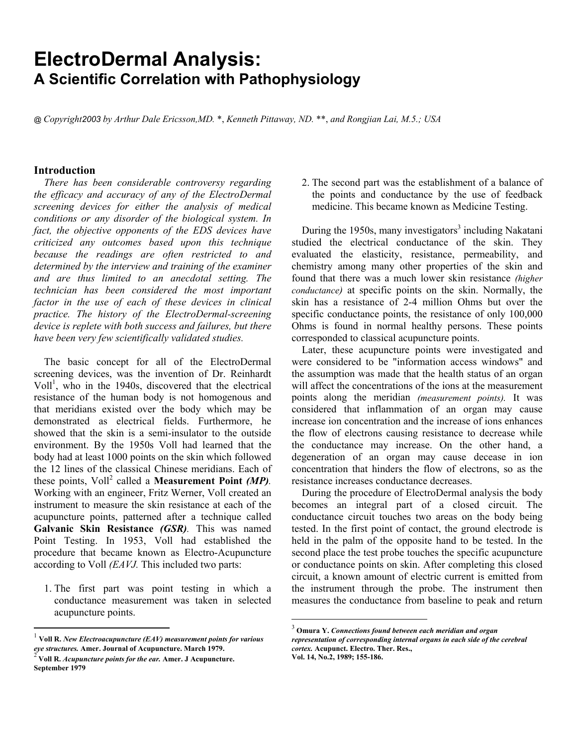# ElectroDermal Analysis:
## A Scientific Correlation with Pathophysiology

*@ Copyright2003 by Arthur Dale Ericsson,MD. \*, Kenneth Pittaway, ND. \*\*, and Rongjian Lai, M.5.; USA*

### Introduction

*There has been considerable controversy regarding the efficacy and accuracy of any of the ElectroDermal screening devices for either the analysis of medical conditions or any disorder of the biological system. In fact, the objective opponents of the EDS devices have criticized any outcomes based upon this technique because the readings are often restricted to and determined by the interview and training of the examiner and are thus limited to an anecdotal setting. The technician has been considered the most important factor in the use of each of these devices in clinical practice. The history of the ElectroDermal-screening device is replete with both success and failures, but there have been very few scientifically validated studies.*

The basic concept for all of the ElectroDermal screening devices, was the invention of Dr. Reinhardt Voll[1], who in the 1940s, discovered that the electrical resistance of the human body is not homogenous and that meridians existed over the body which may be demonstrated as electrical fields. Furthermore, he showed that the skin is a semi-insulator to the outside environment. By the 1950s Voll had learned that the body had at least 1000 points on the skin which followed the 12 lines of the classical Chinese meridians. Each of these points, Voll[2] called a **Measurement Point** ***(MP)***. Working with an engineer, Fritz Werner, Voll created an instrument to measure the skin resistance at each of the acupuncture points, patterned after a technique called **Galvanic Skin Resistance** ***(GSR)***. This was named Point Testing. In 1953, Voll had established the procedure that became known as Electro-Acupuncture according to Voll *(EAVJ.* This included two parts:

1. The first part was point testing in which a conductance measurement was taken in selected acupuncture points.
2. The second part was the establishment of a balance of the points and conductance by the use of feedback medicine. This became known as Medicine Testing.

During the 1950s, many investigators[3] including Nakatani studied the electrical conductance of the skin. They evaluated the elasticity, resistance, permeability, and chemistry among many other properties of the skin and found that there was a much lower skin resistance *(higher conductance)* at specific points on the skin. Normally, the skin has a resistance of 2-4 million Ohms but over the specific conductance points, the resistance of only 100,000 Ohms is found in normal healthy persons. These points corresponded to classical acupuncture points.

Later, these acupuncture points were investigated and were considered to be "information access windows" and the assumption was made that the health status of an organ will affect the concentrations of the ions at the measurement points along the meridian *(measurement points)*. It was considered that inflammation of an organ may cause increase ion concentration and the increase of ions enhances the flow of electrons causing resistance to decrease while the conductance may increase. On the other hand, a degeneration of an organ may cause decease in ion concentration that hinders the flow of electrons, so as the resistance increases conductance decreases.

During the procedure of ElectroDermal analysis the body becomes an integral part of a closed circuit. The conductance circuit touches two areas on the body being tested. In the first point of contact, the ground electrode is held in the palm of the opposite hand to be tested. In the second place the test probe touches the specific acupuncture or conductance points on skin. After completing this closed circuit, a known amount of electric current is emitted from the instrument through the probe. The instrument then measures the conductance from baseline to peak and return

---

[1] **Voll R.** ***New Electroacupuncture (EAV) measurement points for various eye structures.*** **Amer. Journal of Acupuncture. March 1979.**

[2] **Voll R.** ***Acupuncture points for the ear.*** **Amer. J Acupuncture. September 1979**

[3] **Omura Y.** ***Connections found between each meridian and organ representation of corresponding internal organs in each side of the cerebral cortex.*** **Acupunct. Electro. Ther. Res., Vol. 14, No.2, 1989; 155-186.**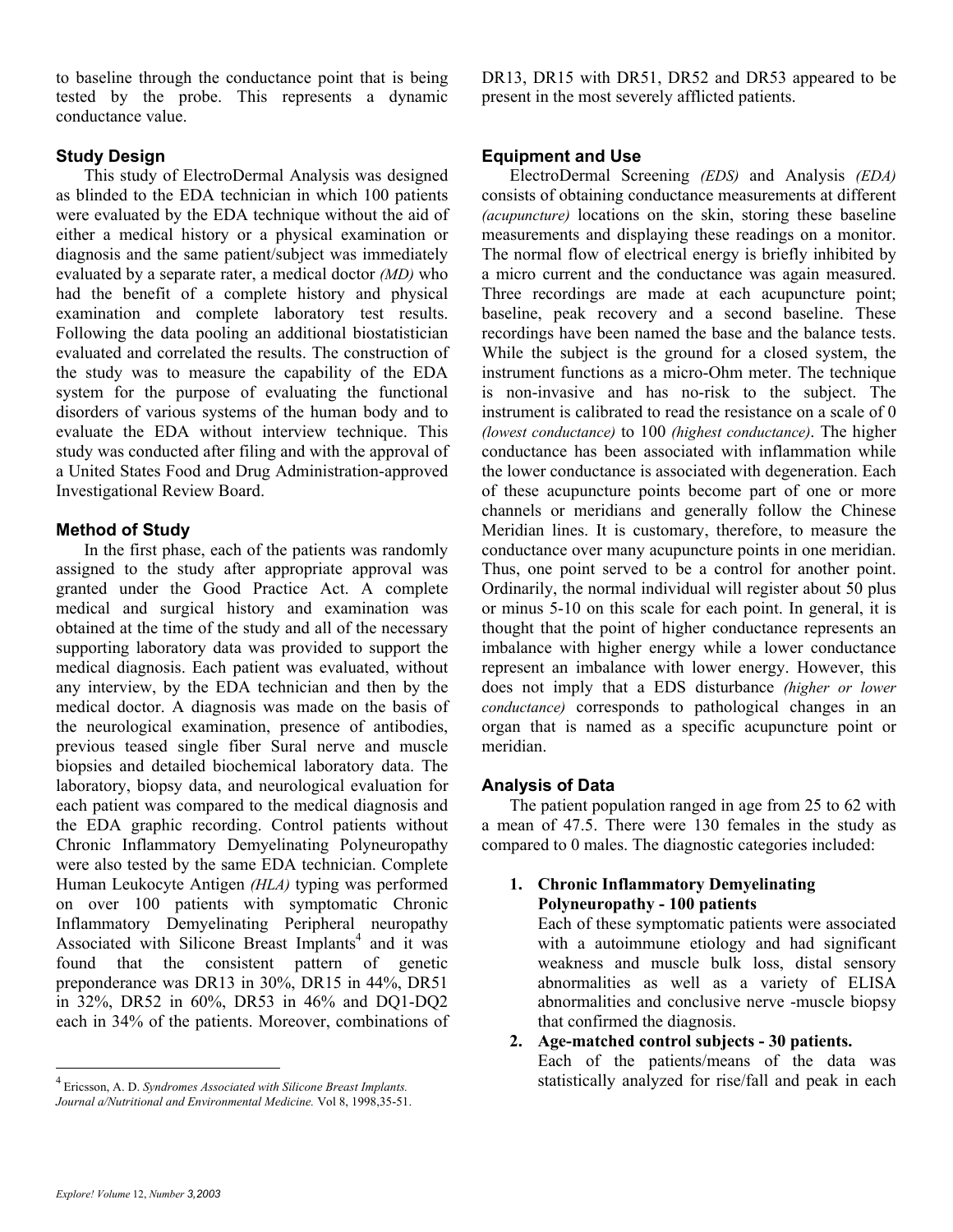to baseline through the conductance point that is being tested by the probe. This represents a dynamic conductance value.

### Study Design

This study of ElectroDermal Analysis was designed as blinded to the EDA technician in which 100 patients were evaluated by the EDA technique without the aid of either a medical history or a physical examination or diagnosis and the same patient/subject was immediately evaluated by a separate rater, a medical doctor *(MD)* who had the benefit of a complete history and physical examination and complete laboratory test results. Following the data pooling an additional biostatistician evaluated and correlated the results. The construction of the study was to measure the capability of the EDA system for the purpose of evaluating the functional disorders of various systems of the human body and to evaluate the EDA without interview technique. This study was conducted after filing and with the approval of a United States Food and Drug Administration-approved Investigational Review Board.

### Method of Study

In the first phase, each of the patients was randomly assigned to the study after appropriate approval was granted under the Good Practice Act. A complete medical and surgical history and examination was obtained at the time of the study and all of the necessary supporting laboratory data was provided to support the medical diagnosis. Each patient was evaluated, without any interview, by the EDA technician and then by the medical doctor. A diagnosis was made on the basis of the neurological examination, presence of antibodies, previous teased single fiber Sural nerve and muscle biopsies and detailed biochemical laboratory data. The laboratory, biopsy data, and neurological evaluation for each patient was compared to the medical diagnosis and the EDA graphic recording. Control patients without Chronic Inflammatory Demyelinating Polyneuropathy were also tested by the same EDA technician. Complete Human Leukocyte Antigen *(HLA)* typing was performed on over 100 patients with symptomatic Chronic Inflammatory Demyelinating Peripheral neuropathy Associated with Silicone Breast Implants[4] and it was found that the consistent pattern of genetic preponderance was DR13 in 30%, DR15 in 44%, DR51 in 32%, DR52 in 60%, DR53 in 46% and DQ1-DQ2 each in 34% of the patients. Moreover, combinations of DR13, DR15 with DR51, DR52 and DR53 appeared to be present in the most severely afflicted patients.

### Equipment and Use

ElectroDermal Screening *(EDS)* and Analysis *(EDA)* consists of obtaining conductance measurements at different *(acupuncture)* locations on the skin, storing these baseline measurements and displaying these readings on a monitor. The normal flow of electrical energy is briefly inhibited by a micro current and the conductance was again measured. Three recordings are made at each acupuncture point; baseline, peak recovery and a second baseline. These recordings have been named the base and the balance tests. While the subject is the ground for a closed system, the instrument functions as a micro-Ohm meter. The technique is non-invasive and has no-risk to the subject. The instrument is calibrated to read the resistance on a scale of 0 *(lowest conductance)* to 100 *(highest conductance)*. The higher conductance has been associated with inflammation while the lower conductance is associated with degeneration. Each of these acupuncture points become part of one or more channels or meridians and generally follow the Chinese Meridian lines. It is customary, therefore, to measure the conductance over many acupuncture points in one meridian. Thus, one point served to be a control for another point. Ordinarily, the normal individual will register about 50 plus or minus 5-10 on this scale for each point. In general, it is thought that the point of higher conductance represents an imbalance with higher energy while a lower conductance represent an imbalance with lower energy. However, this does not imply that a EDS disturbance *(higher or lower conductance)* corresponds to pathological changes in an organ that is named as a specific acupuncture point or meridian.

### Analysis of Data

The patient population ranged in age from 25 to 62 with a mean of 47.5. There were 130 females in the study as compared to 0 males. The diagnostic categories included:

1. **Chronic Inflammatory Demyelinating Polyneuropathy - 100 patients**
   Each of these symptomatic patients were associated with a autoimmune etiology and had significant weakness and muscle bulk loss, distal sensory abnormalities as well as a variety of ELISA abnormalities and conclusive nerve -muscle biopsy that confirmed the diagnosis.
2. **Age-matched control subjects - 30 patients.**
   Each of the patients/means of the data was statistically analyzed for rise/fall and peak in each

[4] Ericsson, A. D. *Syndromes Associated with Silicone Breast Implants. Journal a/Nutritional and Environmental Medicine.* Vol 8, 1998,35-51.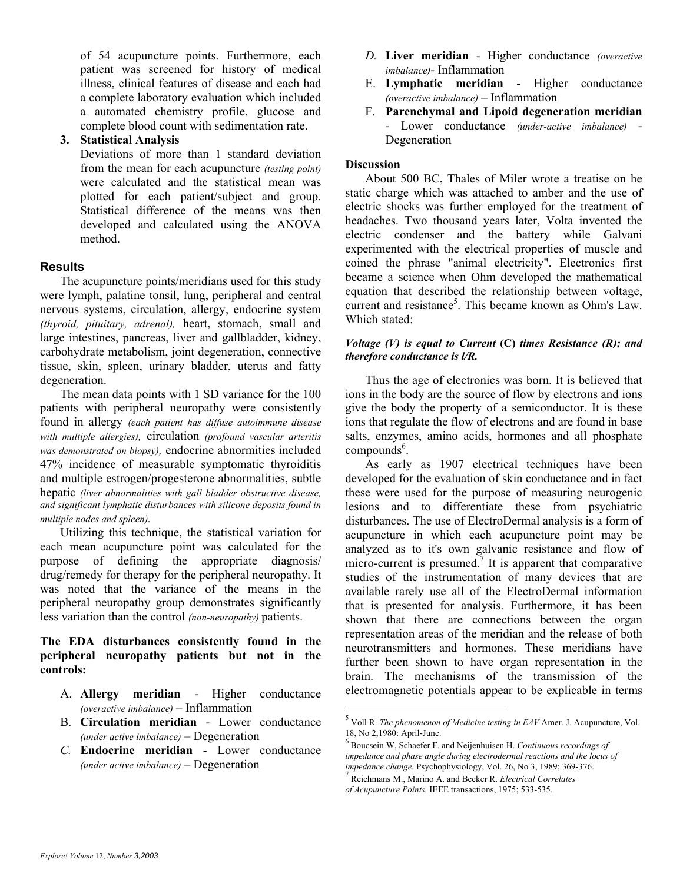of 54 acupuncture points. Furthermore, each patient was screened for history of medical illness, clinical features of disease and each had a complete laboratory evaluation which included a automated chemistry profile, glucose and complete blood count with sedimentation rate.

3. **Statistical Analysis**
   Deviations of more than 1 standard deviation from the mean for each acupuncture *(testing point)* were calculated and the statistical mean was plotted for each patient/subject and group. Statistical difference of the means was then developed and calculated using the ANOVA method.

## Results

The acupuncture points/meridians used for this study were lymph, palatine tonsil, lung, peripheral and central nervous systems, circulation, allergy, endocrine system *(thyroid, pituitary, adrenal),* heart, stomach, small and large intestines, pancreas, liver and gallbladder, kidney, carbohydrate metabolism, joint degeneration, connective tissue, skin, spleen, urinary bladder, uterus and fatty degeneration.

The mean data points with 1 SD variance for the 100 patients with peripheral neuropathy were consistently found in allergy *(each patient has diffuse autoimmune disease with multiple allergies),* circulation *(profound vascular arteritis was demonstrated on biopsy),* endocrine abnormities included 47% incidence of measurable symptomatic thyroiditis and multiple estrogen/progesterone abnormalities, subtle hepatic *(liver abnormalities with gall bladder obstructive disease, and significant lymphatic disturbances with silicone deposits found in multiple nodes and spleen).*

Utilizing this technique, the statistical variation for each mean acupuncture point was calculated for the purpose of defining the appropriate diagnosis/drug/remedy for therapy for the peripheral neuropathy. It was noted that the variance of the means in the peripheral neuropathy group demonstrates significantly less variation than the control *(non-neuropathy)* patients.

**The EDA disturbances consistently found in the peripheral neuropathy patients but not in the controls:**

A. **Allergy meridian** - Higher conductance *(overactive imbalance)* – Inflammation
B. **Circulation meridian** - Lower conductance *(under active imbalance)* – Degeneration
C. **Endocrine meridian** - Lower conductance *(under active imbalance)* – Degeneration
D. **Liver meridian** - Higher conductance *(overactive imbalance)*- Inflammation
E. **Lymphatic meridian** - Higher conductance *(overactive imbalance)* – Inflammation
F. **Parenchymal and Lipoid degeneration meridian** - Lower conductance *(under-active imbalance)* - Degeneration

## Discussion

About 500 BC, Thales of Miler wrote a treatise on he static charge which was attached to amber and the use of electric shocks was further employed for the treatment of headaches. Two thousand years later, Volta invented the electric condenser and the battery while Galvani experimented with the electrical properties of muscle and coined the phrase "animal electricity". Electronics first became a science when Ohm developed the mathematical equation that described the relationship between voltage, current and resistance[5]. This became known as Ohm's Law. Which stated:

***Voltage (V) is equal to Current* (C) *times Resistance (R); and therefore conductance is l/R.***

Thus the age of electronics was born. It is believed that ions in the body are the source of flow by electrons and ions give the body the property of a semiconductor. It is these ions that regulate the flow of electrons and are found in base salts, enzymes, amino acids, hormones and all phosphate compounds[6].

As early as 1907 electrical techniques have been developed for the evaluation of skin conductance and in fact these were used for the purpose of measuring neurogenic lesions and to differentiate these from psychiatric disturbances. The use of ElectroDermal analysis is a form of acupuncture in which each acupuncture point may be analyzed as to it's own galvanic resistance and flow of micro-current is presumed.[7] It is apparent that comparative studies of the instrumentation of many devices that are available rarely use all of the ElectroDermal information that is presented for analysis. Furthermore, it has been shown that there are connections between the organ representation areas of the meridian and the release of both neurotransmitters and hormones. These meridians have further been shown to have organ representation in the brain. The mechanisms of the transmission of the electromagnetic potentials appear to be explicable in terms

---

[5] Voll R. *The phenomenon of Medicine testing in EAV* Amer. J. Acupuncture, Vol. 18, No 2,1980: April-June.

[6] Boucsein W, Schaefer F. and Neijenhuisen H. *Continuous recordings of impedance and phase angle during electrodermal reactions and the locus of impedance change.* Psychophysiology, Vol. 26, No 3, 1989; 369-376.

[7] Reichmans M., Marino A. and Becker R. *Electrical Correlates of Acupuncture Points.* IEEE transactions, 1975; 533-535.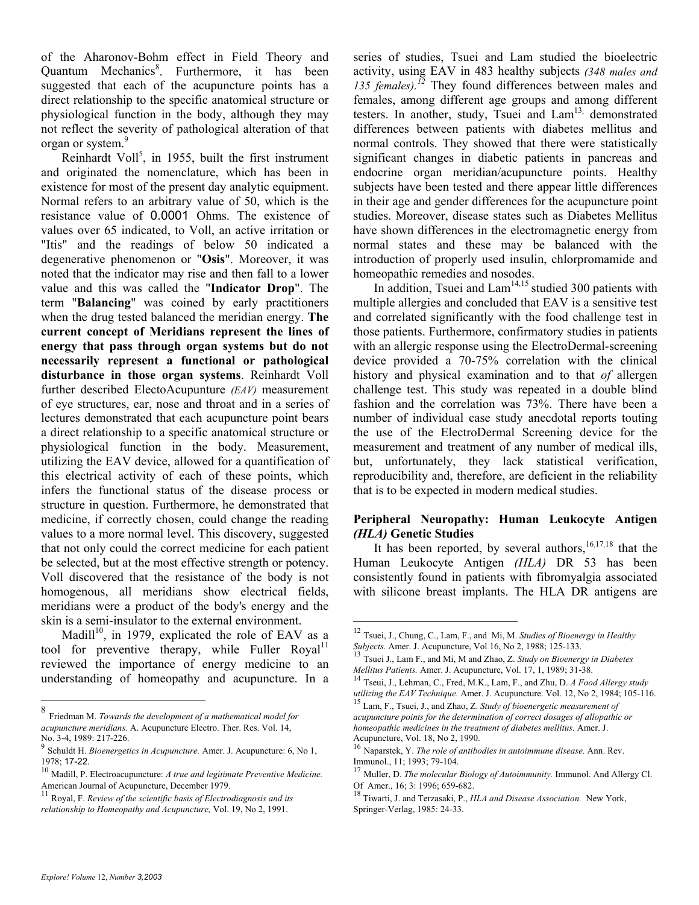of the Aharonov-Bohm effect in Field Theory and Quantum Mechanics[8]. Furthermore, it has been suggested that each of the acupuncture points has a direct relationship to the specific anatomical structure or physiological function in the body, although they may not reflect the severity of pathological alteration of that organ or system.[9]

Reinhardt Voll[5], in 1955, built the first instrument and originated the nomenclature, which has been in existence for most of the present day analytic equipment. Normal refers to an arbitrary value of 50, which is the resistance value of 0.0001 Ohms. The existence of values over 65 indicated, to Voll, an active irritation or "Itis" and the readings of below 50 indicated a degenerative phenomenon or "**Osis**". Moreover, it was noted that the indicator may rise and then fall to a lower value and this was called the "**Indicator Drop**". The term "**Balancing**" was coined by early practitioners when the drug tested balanced the meridian energy. **The current concept of Meridians represent the lines of energy that pass through organ systems but do not necessarily represent a functional or pathological disturbance in those organ systems**. Reinhardt Voll further described ElectoAcupunture *(EAV)* measurement of eye structures, ear, nose and throat and in a series of lectures demonstrated that each acupuncture point bears a direct relationship to a specific anatomical structure or physiological function in the body. Measurement, utilizing the EAV device, allowed for a quantification of this electrical activity of each of these points, which infers the functional status of the disease process or structure in question. Furthermore, he demonstrated that medicine, if correctly chosen, could change the reading values to a more normal level. This discovery, suggested that not only could the correct medicine for each patient be selected, but at the most effective strength or potency. Voll discovered that the resistance of the body is not homogenous, all meridians show electrical fields, meridians were a product of the body's energy and the skin is a semi-insulator to the external environment.

Madill[10], in 1979, explicated the role of EAV as a tool for preventive therapy, while Fuller Royal[11] reviewed the importance of energy medicine to an understanding of homeopathy and acupuncture. In a series of studies, Tsuei and Lam studied the bioelectric activity, using EAV in 483 healthy subjects *(348 males and 135 females).*[12] They found differences between males and females, among different age groups and among different testers. In another, study, Tsuei and Lam[13], demonstrated differences between patients with diabetes mellitus and normal controls. They showed that there were statistically significant changes in diabetic patients in pancreas and endocrine organ meridian/acupuncture points. Healthy subjects have been tested and there appear little differences in their age and gender differences for the acupuncture point studies. Moreover, disease states such as Diabetes Mellitus have shown differences in the electromagnetic energy from normal states and these may be balanced with the introduction of properly used insulin, chlorpromamide and homeopathic remedies and nosodes.

In addition, Tsuei and Lam[14,15] studied 300 patients with multiple allergies and concluded that EAV is a sensitive test and correlated significantly with the food challenge test in those patients. Furthermore, confirmatory studies in patients with an allergic response using the ElectroDermal-screening device provided a 70-75% correlation with the clinical history and physical examination and to that *of* allergen challenge test. This study was repeated in a double blind fashion and the correlation was 73%. There have been a number of individual case study anecdotal reports touting the use of the ElectroDermal Screening device for the measurement and treatment of any number of medical ills, but, unfortunately, they lack statistical verification, reproducibility and, therefore, are deficient in the reliability that is to be expected in modern medical studies.

### Peripheral Neuropathy: Human Leukocyte Antigen *(HLA)* Genetic Studies

It has been reported, by several authors,[16,17,18] that the Human Leukocyte Antigen *(HLA)* DR 53 has been consistently found in patients with fibromyalgia associated with silicone breast implants. The HLA DR antigens are

---

[8] Friedman M. *Towards the development of a mathematical model for acupuncture meridians.* A. Acupuncture Electro. Ther. Res. Vol. 14, No. 3-4, 1989: 217-226.

[9] Schuldt H. *Bioenergetics in Acupuncture.* Amer. J. Acupuncture: 6, No 1, 1978; 17-22.

[10] Madill, P. Electroacupuncture: *A true and legitimate Preventive Medicine.* American Journal of Acupuncture, December 1979.

[11] Royal, F. *Review of the scientific basis of Electrodiagnosis and its relationship to Homeopathy and Acupuncture,* Vol. 19, No 2, 1991.

[12] Tsuei, J., Chung, C., Lam, F., and Mi, M. *Studies of Bioenergy in Healthy Subjects.* Amer. J. Acupuncture, Vol 16, No 2, 1988; 125-133.

[13] Tsuei J., Lam F., and Mi, M and Zhao, Z. *Study on Bioenergy in Diabetes Mellitus Patients.* Amer. J. Acupuncture, Vol. 17, 1, 1989; 31-38.

[14] Tseui, J., Lehman, C., Fred, M.K., Lam, F., and Zhu, D. *A Food Allergy study utilizing the EAV Technique.* Amer. J. Acupuncture. Vol. 12, No 2, 1984; 105-116.

[15] Lam, F., Tsuei, J., and Zhao, Z. *Study of bioenergetic measurement of acupuncture points for the determination of correct dosages of allopathic or homeopathic medicines in the treatment of diabetes mellitus.* Amer. J. Acupuncture, Vol. 18, No 2, 1990.

[16] Naparstek, Y. *The role of antibodies in autoimmune disease.* Ann. Rev. Immunol., 11; 1993; 79-104.

[17] Muller, D. *The molecular Biology of Autoimmunity.* Immunol. And Allergy Cl. Of Amer., 16; 3: 1996; 659-682.

[18] Tiwarti, J. and Terzasaki, P., *HLA and Disease Association.* New York, Springer-Verlag, 1985: 24-33.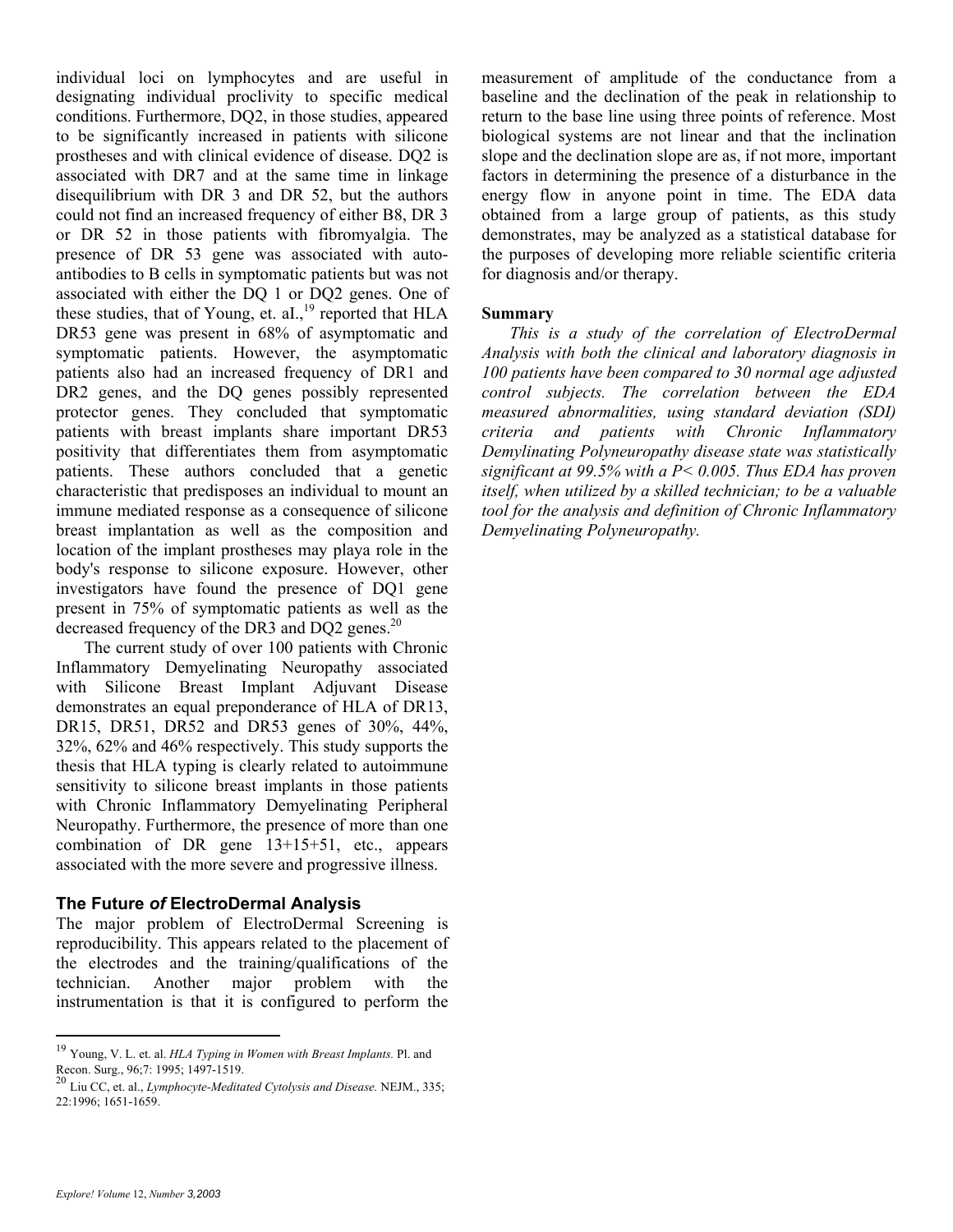individual loci on lymphocytes and are useful in designating individual proclivity to specific medical conditions. Furthermore, DQ2, in those studies, appeared to be significantly increased in patients with silicone prostheses and with clinical evidence of disease. DQ2 is associated with DR7 and at the same time in linkage disequilibrium with DR 3 and DR 52, but the authors could not find an increased frequency of either B8, DR 3 or DR 52 in those patients with fibromyalgia. The presence of DR 53 gene was associated with auto-antibodies to B cells in symptomatic patients but was not associated with either the DQ 1 or DQ2 genes. One of these studies, that of Young, et. aI.,[19] reported that HLA DR53 gene was present in 68% of asymptomatic and symptomatic patients. However, the asymptomatic patients also had an increased frequency of DR1 and DR2 genes, and the DQ genes possibly represented protector genes. They concluded that symptomatic patients with breast implants share important DR53 positivity that differentiates them from asymptomatic patients. These authors concluded that a genetic characteristic that predisposes an individual to mount an immune mediated response as a consequence of silicone breast implantation as well as the composition and location of the implant prostheses may playa role in the body's response to silicone exposure. However, other investigators have found the presence of DQ1 gene present in 75% of symptomatic patients as well as the decreased frequency of the DR3 and DQ2 genes.[20]

The current study of over 100 patients with Chronic Inflammatory Demyelinating Neuropathy associated with Silicone Breast Implant Adjuvant Disease demonstrates an equal preponderance of HLA of DR13, DR15, DR51, DR52 and DR53 genes of 30%, 44%, 32%, 62% and 46% respectively. This study supports the thesis that HLA typing is clearly related to autoimmune sensitivity to silicone breast implants in those patients with Chronic Inflammatory Demyelinating Peripheral Neuropathy. Furthermore, the presence of more than one combination of DR gene 13+15+51, etc., appears associated with the more severe and progressive illness.

## The Future *of* ElectroDermal Analysis

The major problem of ElectroDermal Screening is reproducibility. This appears related to the placement of the electrodes and the training/qualifications of the technician. Another major problem with the instrumentation is that it is configured to perform the measurement of amplitude of the conductance from a baseline and the declination of the peak in relationship to return to the base line using three points of reference. Most biological systems are not linear and that the inclination slope and the declination slope are as, if not more, important factors in determining the presence of a disturbance in the energy flow in anyone point in time. The EDA data obtained from a large group of patients, as this study demonstrates, may be analyzed as a statistical database for the purposes of developing more reliable scientific criteria for diagnosis and/or therapy.

## Summary

*This is a study of the correlation of ElectroDermal Analysis with both the clinical and laboratory diagnosis in 100 patients have been compared to 30 normal age adjusted control subjects. The correlation between the EDA measured abnormalities, using standard deviation (SDI) criteria and patients with Chronic Inflammatory Demylinating Polyneuropathy disease state was statistically significant at 99.5% with a P< 0.005. Thus EDA has proven itself, when utilized by a skilled technician; to be a valuable tool for the analysis and definition of Chronic Inflammatory Demyelinating Polyneuropathy.*

---

[19] Young, V. L. et. al. *HLA Typing in Women with Breast Implants*. Pl. and Recon. Surg., 96;7: 1995; 1497-1519.

[20] Liu CC, et. al., *Lymphocyte-Meditated Cytolysis and Disease.* NEJM., 335; 22:1996; 1651-1659.